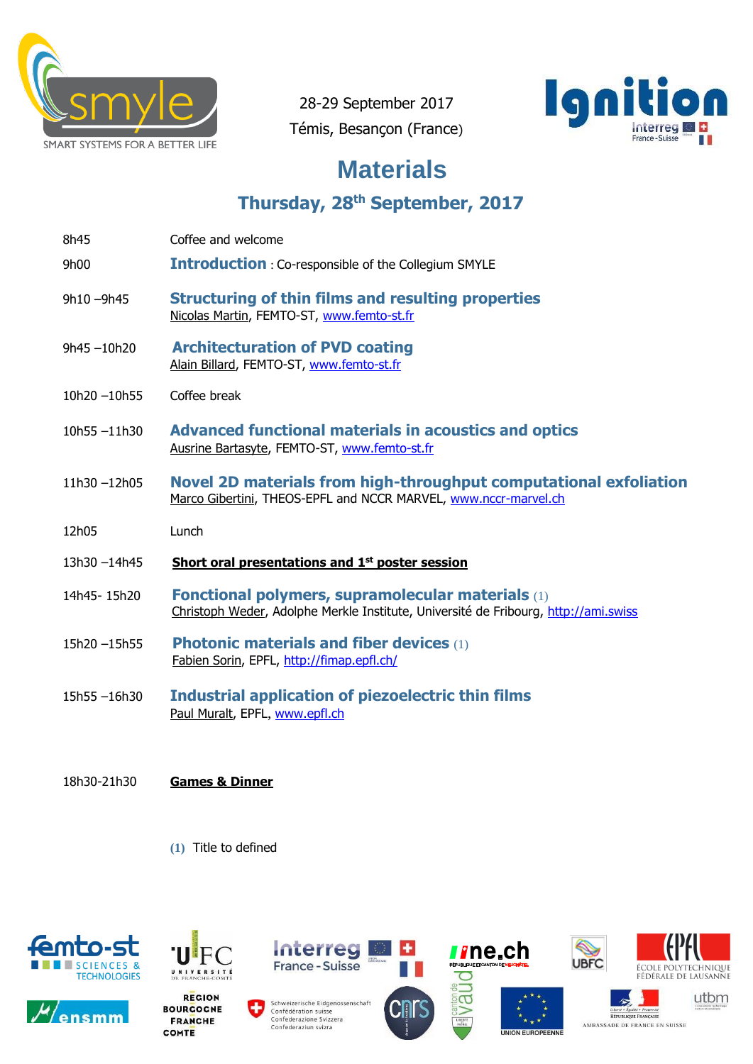28-29 September 2017
Témis, Besançon (France)

# Materials

## Thursday, 28th September, 2017

| | |
|---|---|
| 8h45 | Coffee and welcome |
| 9h00 | **Introduction** : Co-responsible of the Collegium SMYLE |
| 9h10 –9h45 | **Structuring of thin films and resulting properties**<br>Nicolas Martin, FEMTO-ST, www.femto-st.fr |
| 9h45 –10h20 | **Architecturation of PVD coating**<br>Alain Billard, FEMTO-ST, www.femto-st.fr |
| 10h20 –10h55 | Coffee break |
| 10h55 –11h30 | **Advanced functional materials in acoustics and optics**<br>Ausrine Bartasyte, FEMTO-ST, www.femto-st.fr |
| 11h30 –12h05 | **Novel 2D materials from high-throughput computational exfoliation**<br>Marco Gibertini, THEOS-EPFL and NCCR MARVEL, www.nccr-marvel.ch |
| 12h05 | Lunch |
| 13h30 –14h45 | **Short oral presentations and 1st poster session** |
| 14h45- 15h20 | **Fonctional polymers, supramolecular materials** (1)<br>Christoph Weder, Adolphe Merkle Institute, Université de Fribourg, http://ami.swiss |
| 15h20 –15h55 | **Photonic materials and fiber devices** (1)<br>Fabien Sorin, EPFL, http://fimap.epfl.ch/ |
| 15h55 –16h30 | **Industrial application of piezoelectric thin films**<br>Paul Muralt, EPFL, www.epfl.ch |
| 18h30-21h30 | **Games & Dinner** |

(1) Title to defined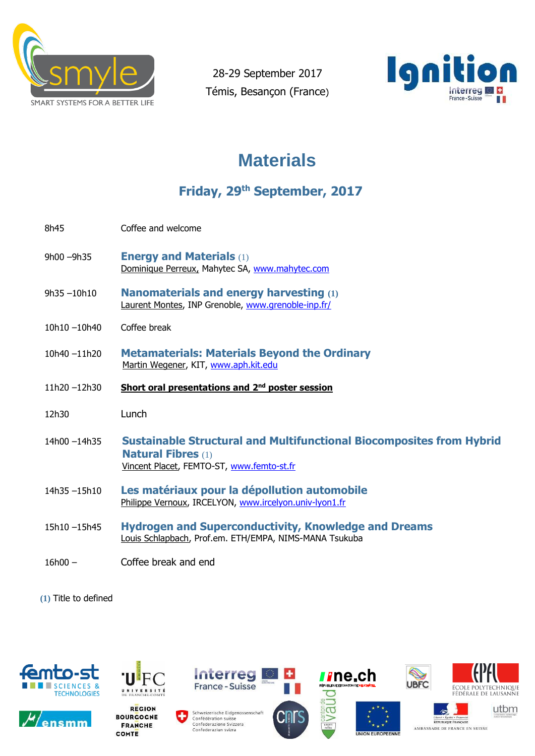28-29 September 2017

Témis, Besançon (France)

# Materials

## Friday, 29th September, 2017

| | |
|---|---|
| 8h45 | Coffee and welcome |
| 9h00 –9h35 | **Energy and Materials** (1)<br>Dominique Perreux, Mahytec SA, www.mahytec.com |
| 9h35 –10h10 | **Nanomaterials and energy harvesting** (1)<br>Laurent Montes, INP Grenoble, www.grenoble-inp.fr/ |
| 10h10 –10h40 | Coffee break |
| 10h40 –11h20 | **Metamaterials: Materials Beyond the Ordinary**<br>Martin Wegener, KIT, www.aph.kit.edu |
| 11h20 –12h30 | **Short oral presentations and 2nd poster session** |
| 12h30 | Lunch |
| 14h00 –14h35 | **Sustainable Structural and Multifunctional Biocomposites from Hybrid Natural Fibres** (1)<br>Vincent Placet, FEMTO-ST, www.femto-st.fr |
| 14h35 –15h10 | **Les matériaux pour la dépollution automobile**<br>Philippe Vernoux, IRCELYON, www.ircelyon.univ-lyon1.fr |
| 15h10 –15h45 | **Hydrogen and Superconductivity, Knowledge and Dreams**<br>Louis Schlapbach, Prof.em. ETH/EMPA, NIMS-MANA Tsukuba |
| 16h00 – | Coffee break and end |

(1) Title to defined